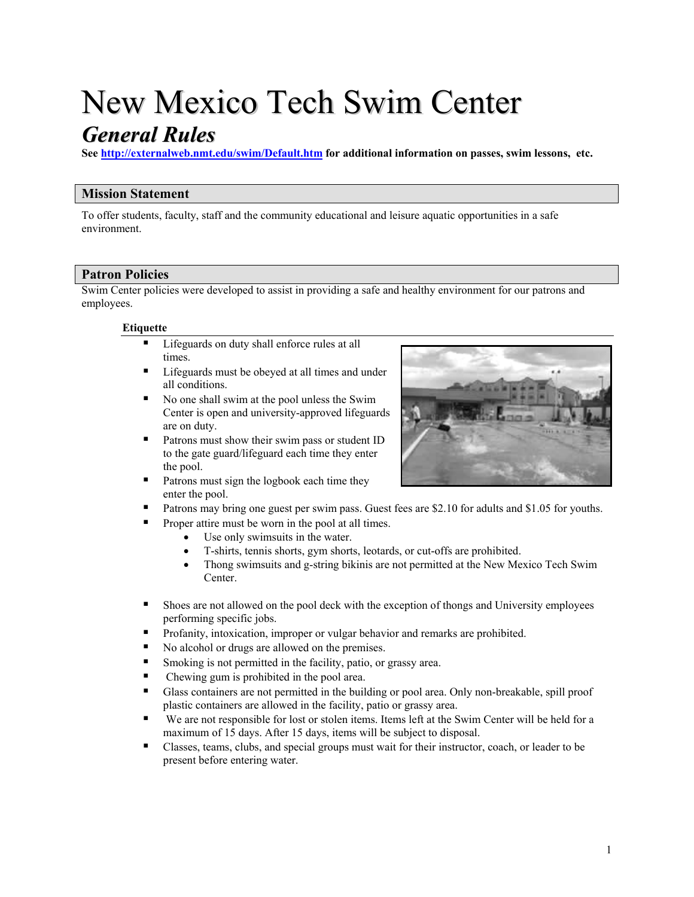# New Mexico Tech Swim Center

## *General Rules*

**See [http://externalweb.nmt.edu/swim/Default.htm](http://externalweb.nmt.edu/swim/Default.htm) for additional information on passes, swim lessons, etc.**

## Mission Statement

To offer students, faculty, staff and the community educational and leisure aquatic opportunities in a safe environment.

## Patron Policies

Swim Center policies were developed to assist in providing a safe and healthy environment for our patrons and employees.

### Etiquette

- Lifeguards on duty shall enforce rules at all times.
- Lifeguards must be obeyed at all times and under all conditions.
- No one shall swim at the pool unless the Swim Center is open and university-approved lifeguards are on duty.
- Patrons must show their swim pass or student ID to the gate guard/lifeguard each time they enter the pool.
- Patrons must sign the logbook each time they enter the pool.
- Patrons may bring one guest per swim pass. Guest fees are $2.10 for adults and $1.05 for youths.
- Proper attire must be worn in the pool at all times.
  - Use only swimsuits in the water.
  - T-shirts, tennis shorts, gym shorts, leotards, or cut-offs are prohibited.
  - Thong swimsuits and g-string bikinis are not permitted at the New Mexico Tech Swim Center.
- Shoes are not allowed on the pool deck with the exception of thongs and University employees performing specific jobs.
- Profanity, intoxication, improper or vulgar behavior and remarks are prohibited.
- No alcohol or drugs are allowed on the premises.
- Smoking is not permitted in the facility, patio, or grassy area.
- Chewing gum is prohibited in the pool area.
- Glass containers are not permitted in the building or pool area. Only non-breakable, spill proof plastic containers are allowed in the facility, patio or grassy area.
- We are not responsible for lost or stolen items. Items left at the Swim Center will be held for a maximum of 15 days. After 15 days, items will be subject to disposal.
- Classes, teams, clubs, and special groups must wait for their instructor, coach, or leader to be present before entering water.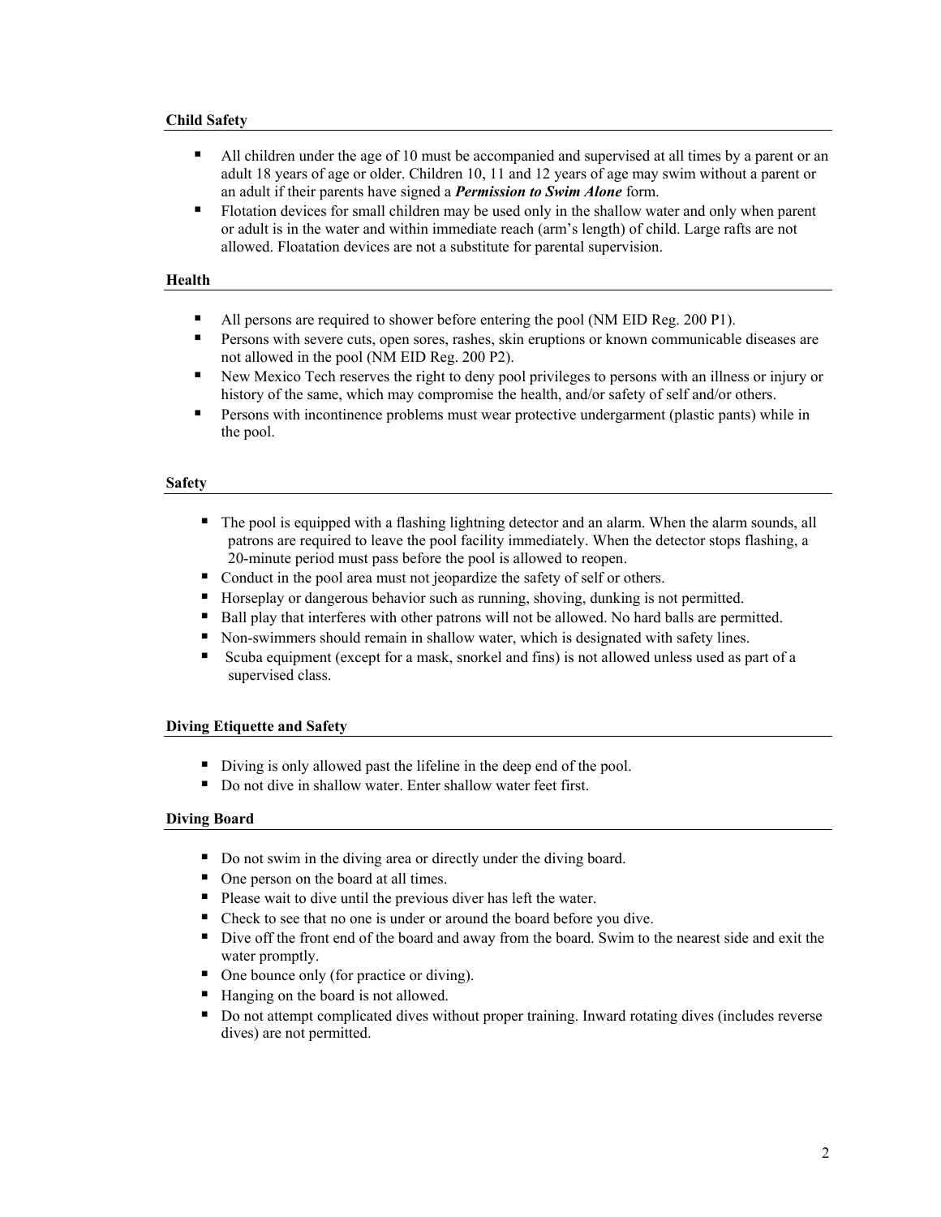**Child Safety**

- All children under the age of 10 must be accompanied and supervised at all times by a parent or an adult 18 years of age or older. Children 10, 11 and 12 years of age may swim without a parent or an adult if their parents have signed a ***Permission to Swim Alone*** form.
- Flotation devices for small children may be used only in the shallow water and only when parent or adult is in the water and within immediate reach (arm's length) of child. Large rafts are not allowed. Floatation devices are not a substitute for parental supervision.

**Health**

- All persons are required to shower before entering the pool (NM EID Reg. 200 P1).
- Persons with severe cuts, open sores, rashes, skin eruptions or known communicable diseases are not allowed in the pool (NM EID Reg. 200 P2).
- New Mexico Tech reserves the right to deny pool privileges to persons with an illness or injury or history of the same, which may compromise the health, and/or safety of self and/or others.
- Persons with incontinence problems must wear protective undergarment (plastic pants) while in the pool.

**Safety**

- The pool is equipped with a flashing lightning detector and an alarm. When the alarm sounds, all patrons are required to leave the pool facility immediately. When the detector stops flashing, a 20-minute period must pass before the pool is allowed to reopen.
- Conduct in the pool area must not jeopardize the safety of self or others.
- Horseplay or dangerous behavior such as running, shoving, dunking is not permitted.
- Ball play that interferes with other patrons will not be allowed. No hard balls are permitted.
- Non-swimmers should remain in shallow water, which is designated with safety lines.
- Scuba equipment (except for a mask, snorkel and fins) is not allowed unless used as part of a supervised class.

**Diving Etiquette and Safety**

- Diving is only allowed past the lifeline in the deep end of the pool.
- Do not dive in shallow water. Enter shallow water feet first.

**Diving Board**

- Do not swim in the diving area or directly under the diving board.
- One person on the board at all times.
- Please wait to dive until the previous diver has left the water.
- Check to see that no one is under or around the board before you dive.
- Dive off the front end of the board and away from the board. Swim to the nearest side and exit the water promptly.
- One bounce only (for practice or diving).
- Hanging on the board is not allowed.
- Do not attempt complicated dives without proper training. Inward rotating dives (includes reverse dives) are not permitted.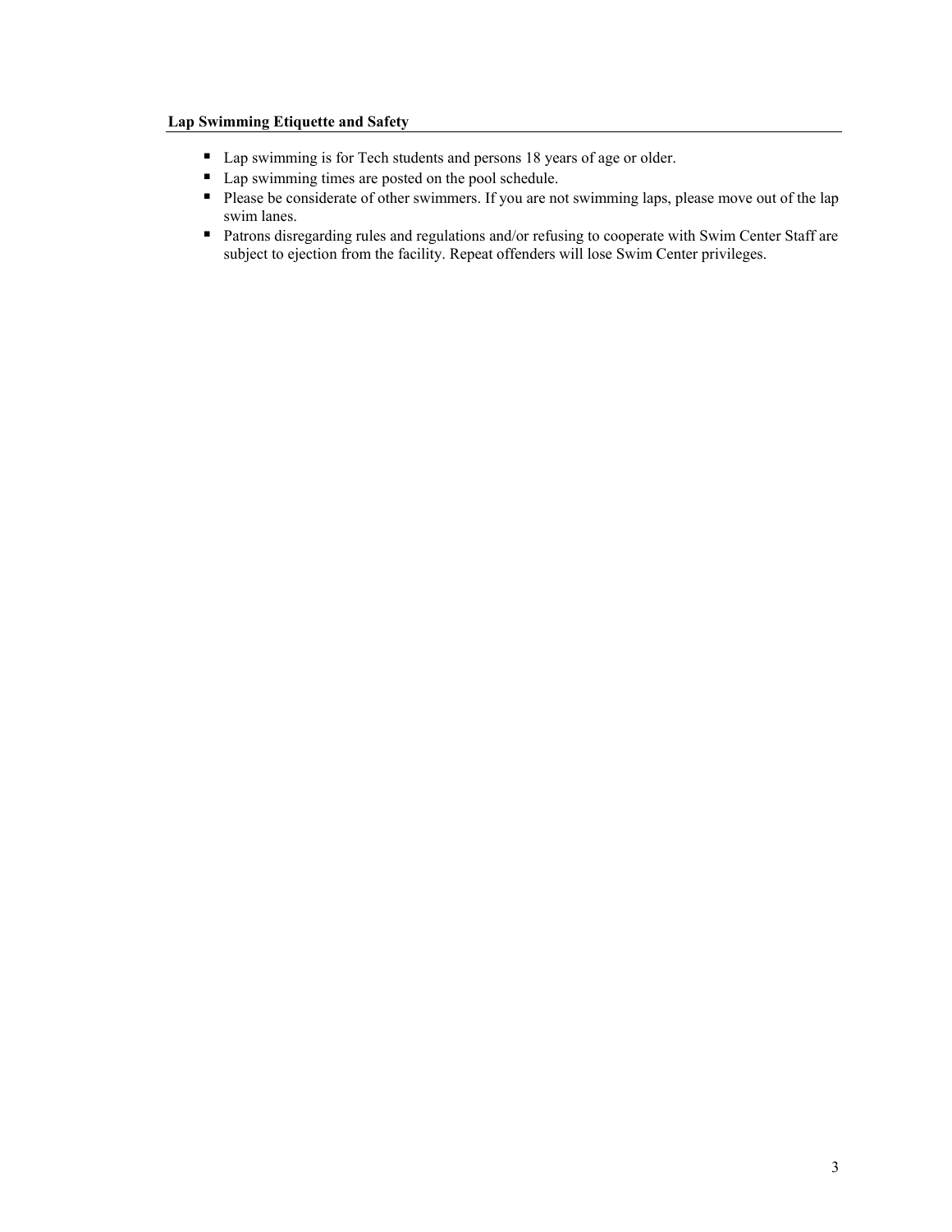**Lap Swimming Etiquette and Safety**

- Lap swimming is for Tech students and persons 18 years of age or older.
- Lap swimming times are posted on the pool schedule.
- Please be considerate of other swimmers. If you are not swimming laps, please move out of the lap swim lanes.
- Patrons disregarding rules and regulations and/or refusing to cooperate with Swim Center Staff are subject to ejection from the facility. Repeat offenders will lose Swim Center privileges.